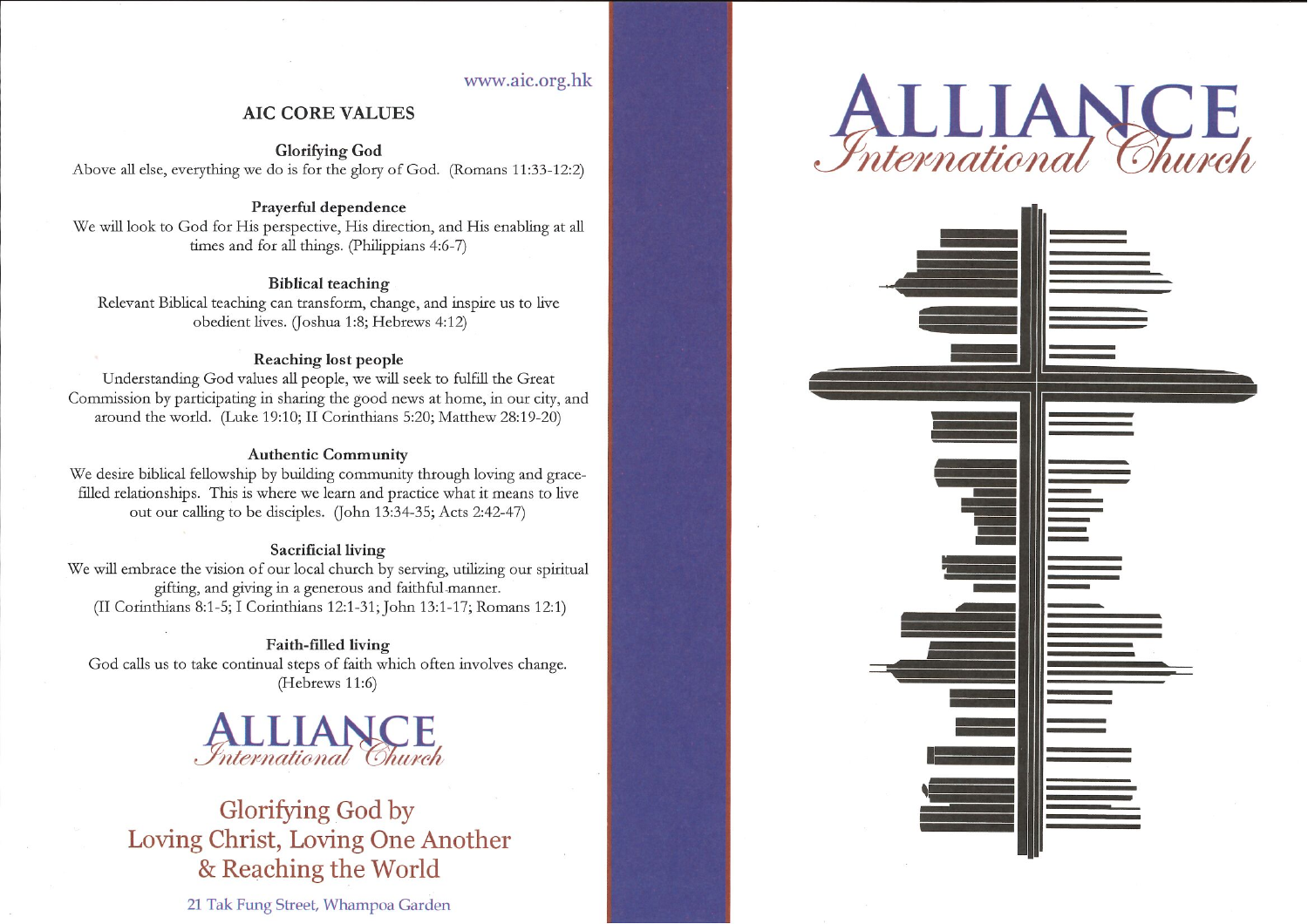www.aic.org.hk

## AIC CORE VALUES

**Glorifying God**

Above all else, everything we do is for the glory of God. (Romans 11:33-12:2)

**Prayerful dependence**

We will look to God for His perspective, His direction, and His enabling at all times and for all things. (Philippians 4:6-7)

**Biblical teaching**

Relevant Biblical teaching can transform, change, and inspire us to live obedient lives. (Joshua 1:8; Hebrews 4:12)

**Reaching lost people**

Understanding God values all people, we will seek to fulfill the Great Commission by participating in sharing the good news at home, in our city, and around the world. (Luke 19:10; II Corinthians 5:20; Matthew 28:19-20)

**Authentic Community**

We desire biblical fellowship by building community through loving and grace-filled relationships. This is where we learn and practice what it means to live out our calling to be disciples. (John 13:34-35; Acts 2:42-47)

**Sacrificial living**

We will embrace the vision of our local church by serving, utilizing our spiritual gifting, and giving in a generous and faithful manner. (II Corinthians 8:1-5; I Corinthians 12:1-31; John 13:1-17; Romans 12:1)

**Faith-filled living**

God calls us to take continual steps of faith which often involves change. (Hebrews 11:6)

ALLIANCE *International Church*

## Glorifying God by Loving Christ, Loving One Another & Reaching the World

21 Tak Fung Street, Whampoa Garden

# ALLIANCE *International Church*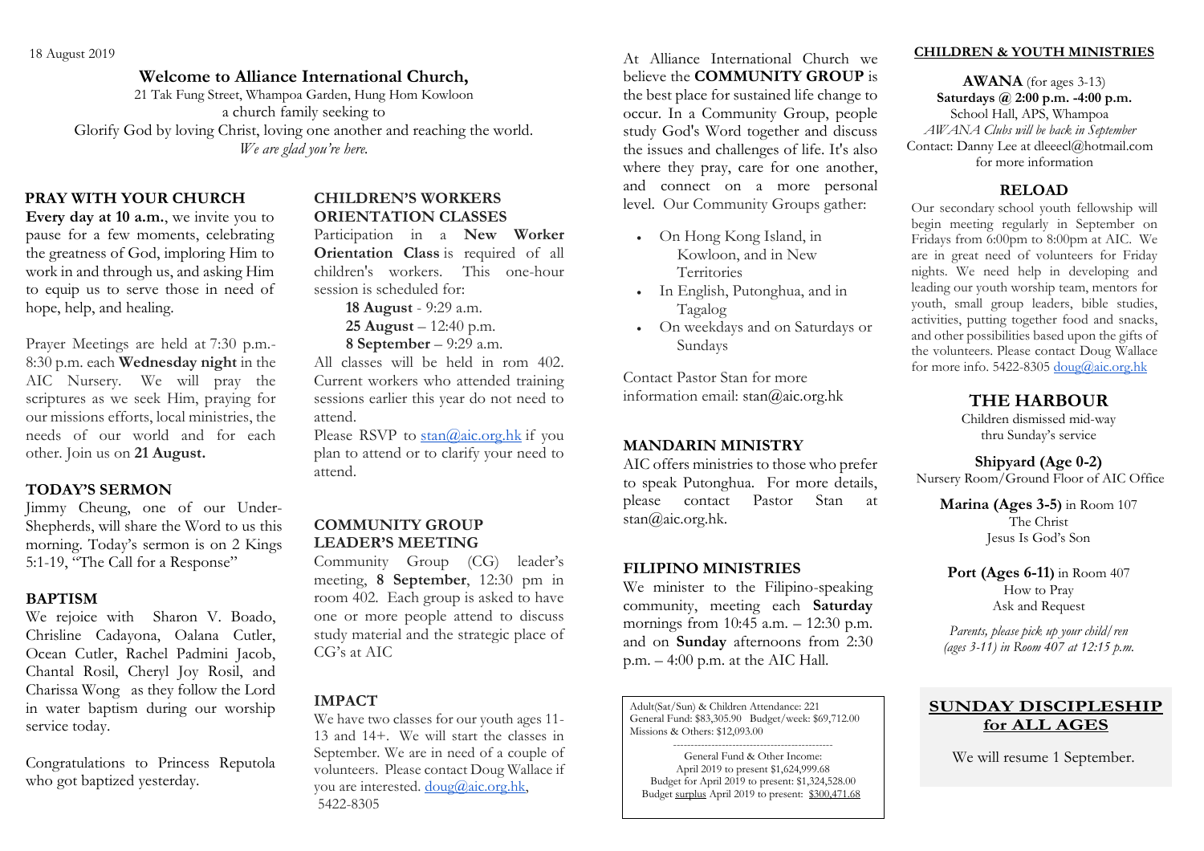18 August 2019

# Welcome to Alliance International Church,

21 Tak Fung Street, Whampoa Garden, Hung Hom Kowloon
a church family seeking to
Glorify God by loving Christ, loving one another and reaching the world.
*We are glad you're here.*

## PRAY WITH YOUR CHURCH

**Every day at 10 a.m.**, we invite you to pause for a few moments, celebrating the greatness of God, imploring Him to work in and through us, and asking Him to equip us to serve those in need of hope, help, and healing.

Prayer Meetings are held at 7:30 p.m.-8:30 p.m. each **Wednesday night** in the AIC Nursery. We will pray the scriptures as we seek Him, praying for our missions efforts, local ministries, the needs of our world and for each other. Join us on **21 August.**

## TODAY'S SERMON

Jimmy Cheung, one of our Under-Shepherds, will share the Word to us this morning. Today's sermon is on 2 Kings 5:1-19, "The Call for a Response"

## BAPTISM

We rejoice with Sharon V. Boado, Chrisline Cadayona, Oalana Cutler, Ocean Cutler, Rachel Padmini Jacob, Chantal Rosil, Cheryl Joy Rosil, and Charissa Wong as they follow the Lord in water baptism during our worship service today.

Congratulations to Princess Reputola who got baptized yesterday.

## CHILDREN'S WORKERS ORIENTATION CLASSES

Participation in a **New Worker Orientation Class** is required of all children's workers. This one-hour session is scheduled for:

**18 August** - 9:29 a.m.
**25 August** – 12:40 p.m.
**8 September** – 9:29 a.m.

All classes will be held in rom 402. Current workers who attended training sessions earlier this year do not need to attend.

Please RSVP to stan@aic.org.hk if you plan to attend or to clarify your need to attend.

## COMMUNITY GROUP LEADER'S MEETING

Community Group (CG) leader's meeting, **8 September**, 12:30 pm in room 402. Each group is asked to have one or more people attend to discuss study material and the strategic place of CG's at AIC

## IMPACT

We have two classes for our youth ages 11-13 and 14+. We will start the classes in September. We are in need of a couple of volunteers. Please contact Doug Wallace if you are interested. doug@aic.org.hk, 5422-8305

At Alliance International Church we believe the **COMMUNITY GROUP** is the best place for sustained life change to occur. In a Community Group, people study God's Word together and discuss the issues and challenges of life. It's also where they pray, care for one another, and connect on a more personal level. Our Community Groups gather:

- On Hong Kong Island, in Kowloon, and in New Territories
- In English, Putonghua, and in Tagalog
- On weekdays and on Saturdays or Sundays

Contact Pastor Stan for more information email: stan@aic.org.hk

## MANDARIN MINISTRY

AIC offers ministries to those who prefer to speak Putonghua. For more details, please contact Pastor Stan at stan@aic.org.hk.

## FILIPINO MINISTRIES

We minister to the Filipino-speaking community, meeting each **Saturday** mornings from 10:45 a.m. – 12:30 p.m. and on **Sunday** afternoons from 2:30 p.m. – 4:00 p.m. at the AIC Hall.

Adult(Sat/Sun) & Children Attendance: 221
General Fund: $83,305.90 Budget/week: $69,712.00
Missions & Others: $12,093.00

General Fund & Other Income:
April 2019 to present $1,624,999.68
Budget for April 2019 to present: $1,324,528.00
Budget surplus April 2019 to present: $300,471.68

## CHILDREN & YOUTH MINISTRIES

**AWANA** (for ages 3-13)
**Saturdays @ 2:00 p.m. -4:00 p.m.**
School Hall, APS, Whampoa
*AWANA Clubs will be back in September*
Contact: Danny Lee at dleeecl@hotmail.com for more information

## RELOAD

Our secondary school youth fellowship will begin meeting regularly in September on Fridays from 6:00pm to 8:00pm at AIC. We are in great need of volunteers for Friday nights. We need help in developing and leading our youth worship team, mentors for youth, small group leaders, bible studies, activities, putting together food and snacks, and other possibilities based upon the gifts of the volunteers. Please contact Doug Wallace for more info. 5422-8305 doug@aic.org.hk

## THE HARBOUR

Children dismissed mid-way thru Sunday's service

**Shipyard (Age 0-2)**
Nursery Room/Ground Floor of AIC Office

**Marina (Ages 3-5)** in Room 107
The Christ
Jesus Is God's Son

**Port (Ages 6-11)** in Room 407
How to Pray
Ask and Request

*Parents, please pick up your child/ren (ages 3-11) in Room 407 at 12:15 p.m.*

## SUNDAY DISCIPLESHIP for ALL AGES

We will resume 1 September.